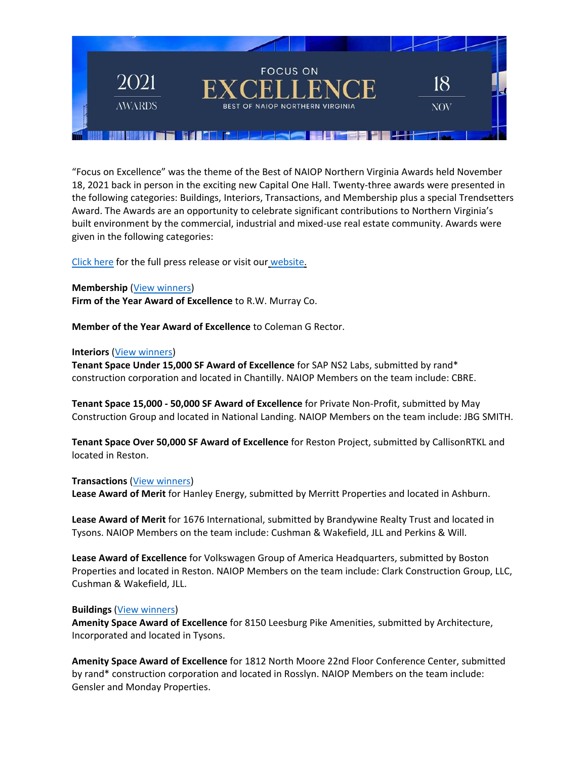2021 AWARDS

FOCUS ON

# EXCELLENCE

BEST OF NAIOP NORTHERN VIRGINIA

18 NOV

"Focus on Excellence" was the theme of the Best of NAIOP Northern Virginia Awards held November 18, 2021 back in person in the exciting new Capital One Hall. Twenty-three awards were presented in the following categories: Buildings, Interiors, Transactions, and Membership plus a special Trendsetters Award. The Awards are an opportunity to celebrate significant contributions to Northern Virginia's built environment by the commercial, industrial and mixed-use real estate community. Awards were given in the following categories:

Click here for the full press release or visit our website.

**Membership** (View winners)
**Firm of the Year Award of Excellence** to R.W. Murray Co.

**Member of the Year Award of Excellence** to Coleman G Rector.

**Interiors** (View winners)
**Tenant Space Under 15,000 SF Award of Excellence** for SAP NS2 Labs, submitted by rand* construction corporation and located in Chantilly. NAIOP Members on the team include: CBRE.

**Tenant Space 15,000 - 50,000 SF Award of Excellence** for Private Non-Profit, submitted by May Construction Group and located in National Landing. NAIOP Members on the team include: JBG SMITH.

**Tenant Space Over 50,000 SF Award of Excellence** for Reston Project, submitted by CallisonRTKL and located in Reston.

**Transactions** (View winners)
**Lease Award of Merit** for Hanley Energy, submitted by Merritt Properties and located in Ashburn.

**Lease Award of Merit** for 1676 International, submitted by Brandywine Realty Trust and located in Tysons. NAIOP Members on the team include: Cushman & Wakefield, JLL and Perkins & Will.

**Lease Award of Excellence** for Volkswagen Group of America Headquarters, submitted by Boston Properties and located in Reston. NAIOP Members on the team include: Clark Construction Group, LLC, Cushman & Wakefield, JLL.

**Buildings** (View winners)
**Amenity Space Award of Excellence** for 8150 Leesburg Pike Amenities, submitted by Architecture, Incorporated and located in Tysons.

**Amenity Space Award of Excellence** for 1812 North Moore 22nd Floor Conference Center, submitted by rand* construction corporation and located in Rosslyn. NAIOP Members on the team include: Gensler and Monday Properties.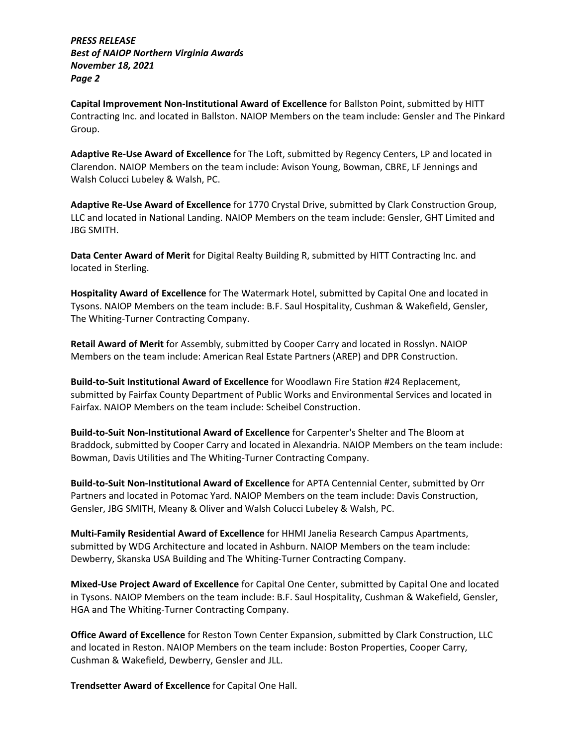**Capital Improvement Non-Institutional Award of Excellence** for Ballston Point, submitted by HITT Contracting Inc. and located in Ballston. NAIOP Members on the team include: Gensler and The Pinkard Group.

**Adaptive Re-Use Award of Excellence** for The Loft, submitted by Regency Centers, LP and located in Clarendon. NAIOP Members on the team include: Avison Young, Bowman, CBRE, LF Jennings and Walsh Colucci Lubeley & Walsh, PC.

**Adaptive Re-Use Award of Excellence** for 1770 Crystal Drive, submitted by Clark Construction Group, LLC and located in National Landing. NAIOP Members on the team include: Gensler, GHT Limited and JBG SMITH.

**Data Center Award of Merit** for Digital Realty Building R, submitted by HITT Contracting Inc. and located in Sterling.

**Hospitality Award of Excellence** for The Watermark Hotel, submitted by Capital One and located in Tysons. NAIOP Members on the team include: B.F. Saul Hospitality, Cushman & Wakefield, Gensler, The Whiting-Turner Contracting Company.

**Retail Award of Merit** for Assembly, submitted by Cooper Carry and located in Rosslyn. NAIOP Members on the team include: American Real Estate Partners (AREP) and DPR Construction.

**Build-to-Suit Institutional Award of Excellence** for Woodlawn Fire Station #24 Replacement, submitted by Fairfax County Department of Public Works and Environmental Services and located in Fairfax. NAIOP Members on the team include: Scheibel Construction.

**Build-to-Suit Non-Institutional Award of Excellence** for Carpenter's Shelter and The Bloom at Braddock, submitted by Cooper Carry and located in Alexandria. NAIOP Members on the team include: Bowman, Davis Utilities and The Whiting-Turner Contracting Company.

**Build-to-Suit Non-Institutional Award of Excellence** for APTA Centennial Center, submitted by Orr Partners and located in Potomac Yard. NAIOP Members on the team include: Davis Construction, Gensler, JBG SMITH, Meany & Oliver and Walsh Colucci Lubeley & Walsh, PC.

**Multi-Family Residential Award of Excellence** for HHMI Janelia Research Campus Apartments, submitted by WDG Architecture and located in Ashburn. NAIOP Members on the team include: Dewberry, Skanska USA Building and The Whiting-Turner Contracting Company.

**Mixed-Use Project Award of Excellence** for Capital One Center, submitted by Capital One and located in Tysons. NAIOP Members on the team include: B.F. Saul Hospitality, Cushman & Wakefield, Gensler, HGA and The Whiting-Turner Contracting Company.

**Office Award of Excellence** for Reston Town Center Expansion, submitted by Clark Construction, LLC and located in Reston. NAIOP Members on the team include: Boston Properties, Cooper Carry, Cushman & Wakefield, Dewberry, Gensler and JLL.

**Trendsetter Award of Excellence** for Capital One Hall.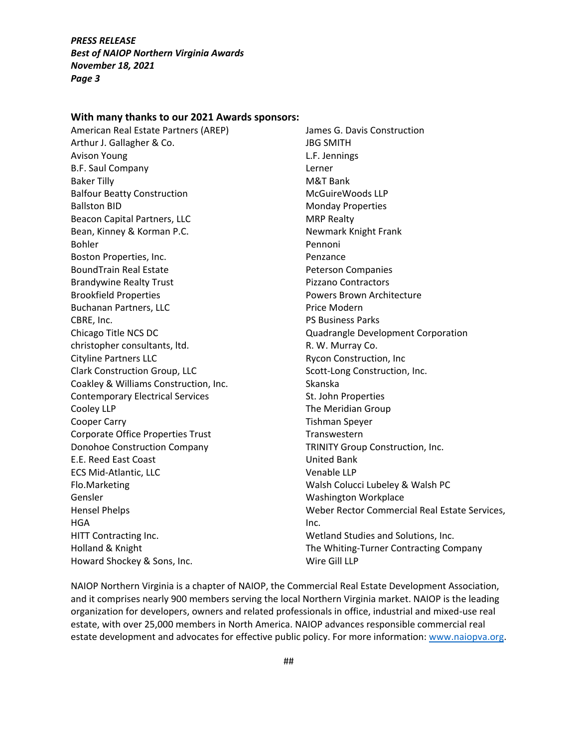**With many thanks to our 2021 Awards sponsors:**

American Real Estate Partners (AREP)
Arthur J. Gallagher & Co.
Avison Young
B.F. Saul Company
Baker Tilly
Balfour Beatty Construction
Ballston BID
Beacon Capital Partners, LLC
Bean, Kinney & Korman P.C.
Bohler
Boston Properties, Inc.
BoundTrain Real Estate
Brandywine Realty Trust
Brookfield Properties
Buchanan Partners, LLC
CBRE, Inc.
Chicago Title NCS DC
christopher consultants, ltd.
Cityline Partners LLC
Clark Construction Group, LLC
Coakley & Williams Construction, Inc.
Contemporary Electrical Services
Cooley LLP
Cooper Carry
Corporate Office Properties Trust
Donohoe Construction Company
E.E. Reed East Coast
ECS Mid-Atlantic, LLC
Flo.Marketing
Gensler
Hensel Phelps
HGA
HITT Contracting Inc.
Holland & Knight
Howard Shockey & Sons, Inc.
James G. Davis Construction
JBG SMITH
L.F. Jennings
Lerner
M&T Bank
McGuireWoods LLP
Monday Properties
MRP Realty
Newmark Knight Frank
Pennoni
Penzance
Peterson Companies
Pizzano Contractors
Powers Brown Architecture
Price Modern
PS Business Parks
Quadrangle Development Corporation
R. W. Murray Co.
Rycon Construction, Inc
Scott-Long Construction, Inc.
Skanska
St. John Properties
The Meridian Group
Tishman Speyer
Transwestern
TRINITY Group Construction, Inc.
United Bank
Venable LLP
Walsh Colucci Lubeley & Walsh PC
Washington Workplace
Weber Rector Commercial Real Estate Services, Inc.
Wetland Studies and Solutions, Inc.
The Whiting-Turner Contracting Company
Wire Gill LLP

NAIOP Northern Virginia is a chapter of NAIOP, the Commercial Real Estate Development Association, and it comprises nearly 900 members serving the local Northern Virginia market. NAIOP is the leading organization for developers, owners and related professionals in office, industrial and mixed-use real estate, with over 25,000 members in North America. NAIOP advances responsible commercial real estate development and advocates for effective public policy. For more information: [www.naiopva.org](http://www.naiopva.org).

##